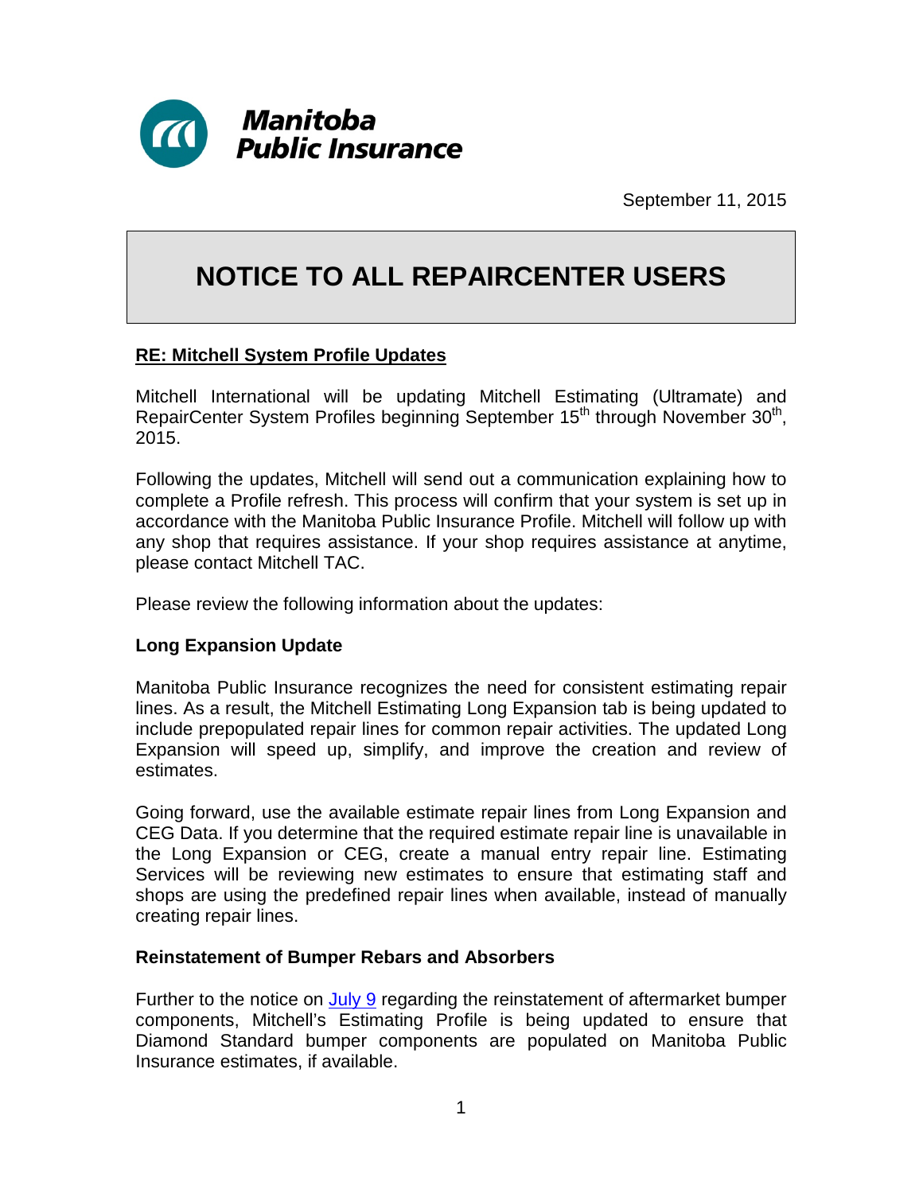Manitoba Public Insurance

September 11, 2015

# NOTICE TO ALL REPAIRCENTER USERS

**RE: Mitchell System Profile Updates**

Mitchell International will be updating Mitchell Estimating (Ultramate) and RepairCenter System Profiles beginning September 15th through November 30th, 2015.

Following the updates, Mitchell will send out a communication explaining how to complete a Profile refresh. This process will confirm that your system is set up in accordance with the Manitoba Public Insurance Profile. Mitchell will follow up with any shop that requires assistance. If your shop requires assistance at anytime, please contact Mitchell TAC.

Please review the following information about the updates:

**Long Expansion Update**

Manitoba Public Insurance recognizes the need for consistent estimating repair lines. As a result, the Mitchell Estimating Long Expansion tab is being updated to include prepopulated repair lines for common repair activities. The updated Long Expansion will speed up, simplify, and improve the creation and review of estimates.

Going forward, use the available estimate repair lines from Long Expansion and CEG Data. If you determine that the required estimate repair line is unavailable in the Long Expansion or CEG, create a manual entry repair line. Estimating Services will be reviewing new estimates to ensure that estimating staff and shops are using the predefined repair lines when available, instead of manually creating repair lines.

**Reinstatement of Bumper Rebars and Absorbers**

Further to the notice on July 9 regarding the reinstatement of aftermarket bumper components, Mitchell's Estimating Profile is being updated to ensure that Diamond Standard bumper components are populated on Manitoba Public Insurance estimates, if available.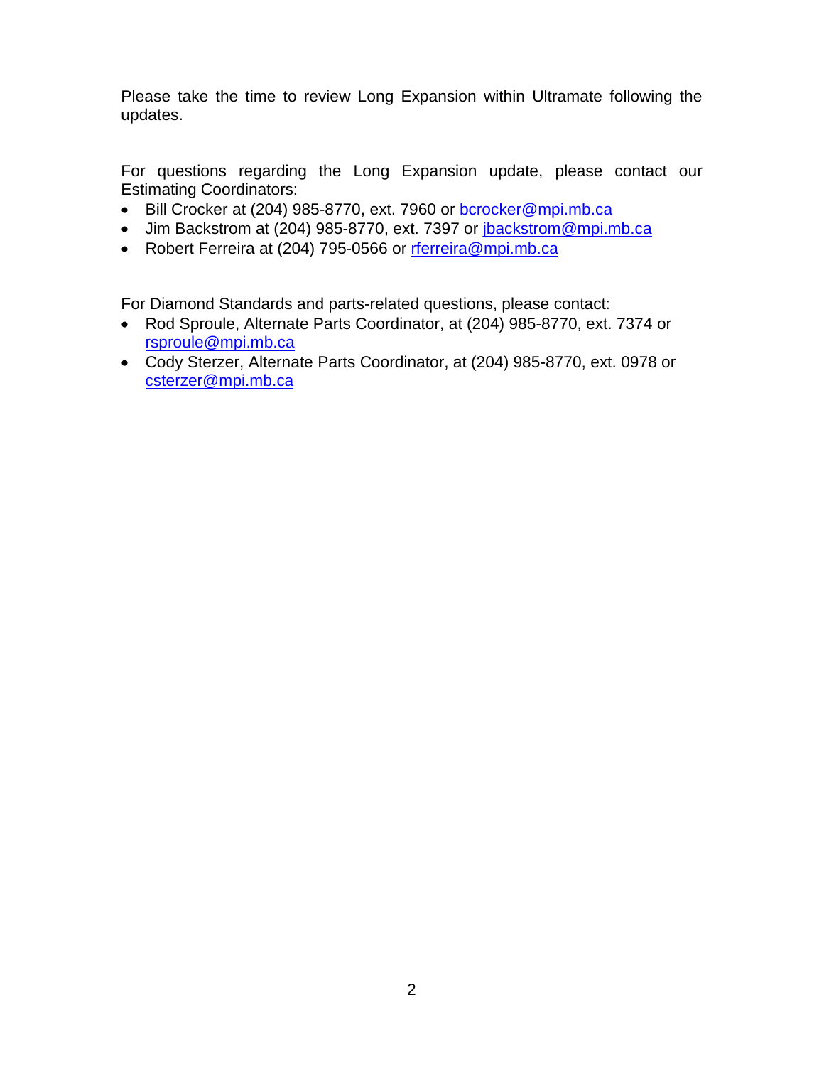Please take the time to review Long Expansion within Ultramate following the updates.

For questions regarding the Long Expansion update, please contact our Estimating Coordinators:

- Bill Crocker at (204) 985-8770, ext. 7960 or bcrocker@mpi.mb.ca
- Jim Backstrom at (204) 985-8770, ext. 7397 or jbackstrom@mpi.mb.ca
- Robert Ferreira at (204) 795-0566 or rferreira@mpi.mb.ca

For Diamond Standards and parts-related questions, please contact:

- Rod Sproule, Alternate Parts Coordinator, at (204) 985-8770, ext. 7374 or rsproule@mpi.mb.ca
- Cody Sterzer, Alternate Parts Coordinator, at (204) 985-8770, ext. 0978 or csterzer@mpi.mb.ca